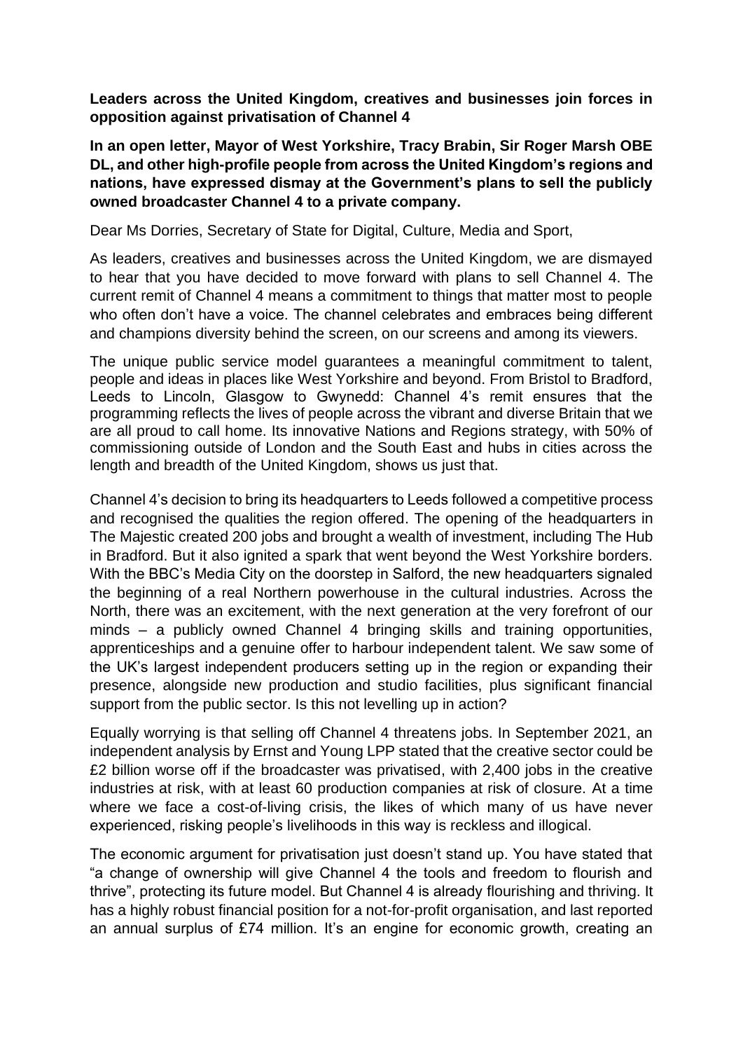**Leaders across the United Kingdom, creatives and businesses join forces in opposition against privatisation of Channel 4**

**In an open letter, Mayor of West Yorkshire, Tracy Brabin, Sir Roger Marsh OBE DL, and other high-profile people from across the United Kingdom's regions and nations, have expressed dismay at the Government's plans to sell the publicly owned broadcaster Channel 4 to a private company.**

Dear Ms Dorries, Secretary of State for Digital, Culture, Media and Sport,

As leaders, creatives and businesses across the United Kingdom, we are dismayed to hear that you have decided to move forward with plans to sell Channel 4. The current remit of Channel 4 means a commitment to things that matter most to people who often don't have a voice. The channel celebrates and embraces being different and champions diversity behind the screen, on our screens and among its viewers.

The unique public service model guarantees a meaningful commitment to talent, people and ideas in places like West Yorkshire and beyond. From Bristol to Bradford, Leeds to Lincoln, Glasgow to Gwynedd: Channel 4's remit ensures that the programming reflects the lives of people across the vibrant and diverse Britain that we are all proud to call home. Its innovative Nations and Regions strategy, with 50% of commissioning outside of London and the South East and hubs in cities across the length and breadth of the United Kingdom, shows us just that.

Channel 4's decision to bring its headquarters to Leeds followed a competitive process and recognised the qualities the region offered. The opening of the headquarters in The Majestic created 200 jobs and brought a wealth of investment, including The Hub in Bradford. But it also ignited a spark that went beyond the West Yorkshire borders. With the BBC's Media City on the doorstep in Salford, the new headquarters signaled the beginning of a real Northern powerhouse in the cultural industries. Across the North, there was an excitement, with the next generation at the very forefront of our minds – a publicly owned Channel 4 bringing skills and training opportunities, apprenticeships and a genuine offer to harbour independent talent. We saw some of the UK's largest independent producers setting up in the region or expanding their presence, alongside new production and studio facilities, plus significant financial support from the public sector. Is this not levelling up in action?

Equally worrying is that selling off Channel 4 threatens jobs. In September 2021, an independent analysis by Ernst and Young LPP stated that the creative sector could be £2 billion worse off if the broadcaster was privatised, with 2,400 jobs in the creative industries at risk, with at least 60 production companies at risk of closure. At a time where we face a cost-of-living crisis, the likes of which many of us have never experienced, risking people's livelihoods in this way is reckless and illogical.

The economic argument for privatisation just doesn't stand up. You have stated that "a change of ownership will give Channel 4 the tools and freedom to flourish and thrive", protecting its future model. But Channel 4 is already flourishing and thriving. It has a highly robust financial position for a not-for-profit organisation, and last reported an annual surplus of £74 million. It's an engine for economic growth, creating an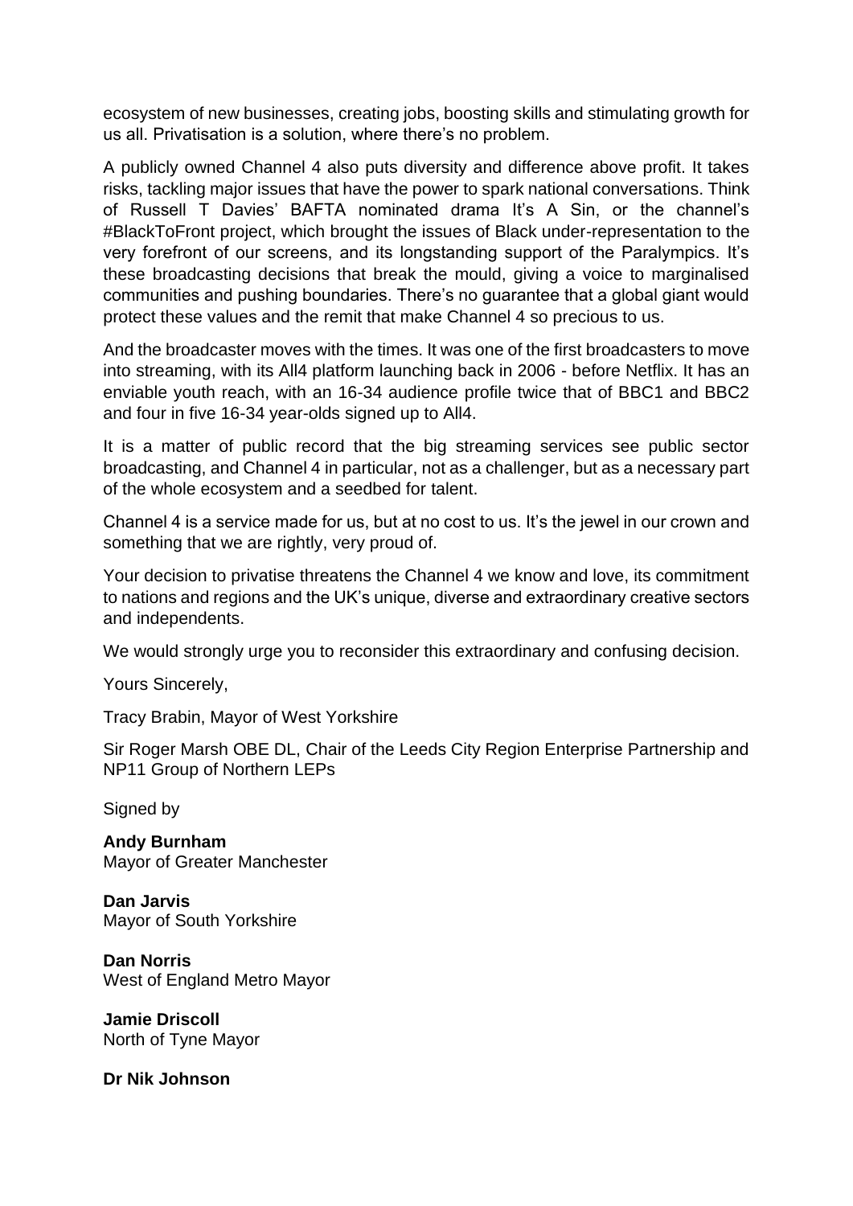ecosystem of new businesses, creating jobs, boosting skills and stimulating growth for us all. Privatisation is a solution, where there's no problem.

A publicly owned Channel 4 also puts diversity and difference above profit. It takes risks, tackling major issues that have the power to spark national conversations. Think of Russell T Davies' BAFTA nominated drama It's A Sin, or the channel's #BlackToFront project, which brought the issues of Black under-representation to the very forefront of our screens, and its longstanding support of the Paralympics. It's these broadcasting decisions that break the mould, giving a voice to marginalised communities and pushing boundaries. There's no guarantee that a global giant would protect these values and the remit that make Channel 4 so precious to us.

And the broadcaster moves with the times. It was one of the first broadcasters to move into streaming, with its All4 platform launching back in 2006 - before Netflix. It has an enviable youth reach, with an 16-34 audience profile twice that of BBC1 and BBC2 and four in five 16-34 year-olds signed up to All4.

It is a matter of public record that the big streaming services see public sector broadcasting, and Channel 4 in particular, not as a challenger, but as a necessary part of the whole ecosystem and a seedbed for talent.

Channel 4 is a service made for us, but at no cost to us. It's the jewel in our crown and something that we are rightly, very proud of.

Your decision to privatise threatens the Channel 4 we know and love, its commitment to nations and regions and the UK's unique, diverse and extraordinary creative sectors and independents.

We would strongly urge you to reconsider this extraordinary and confusing decision.

Yours Sincerely,

Tracy Brabin, Mayor of West Yorkshire

Sir Roger Marsh OBE DL, Chair of the Leeds City Region Enterprise Partnership and NP11 Group of Northern LEPs

Signed by

**Andy Burnham**
Mayor of Greater Manchester

**Dan Jarvis**
Mayor of South Yorkshire

**Dan Norris**
West of England Metro Mayor

**Jamie Driscoll**
North of Tyne Mayor

**Dr Nik Johnson**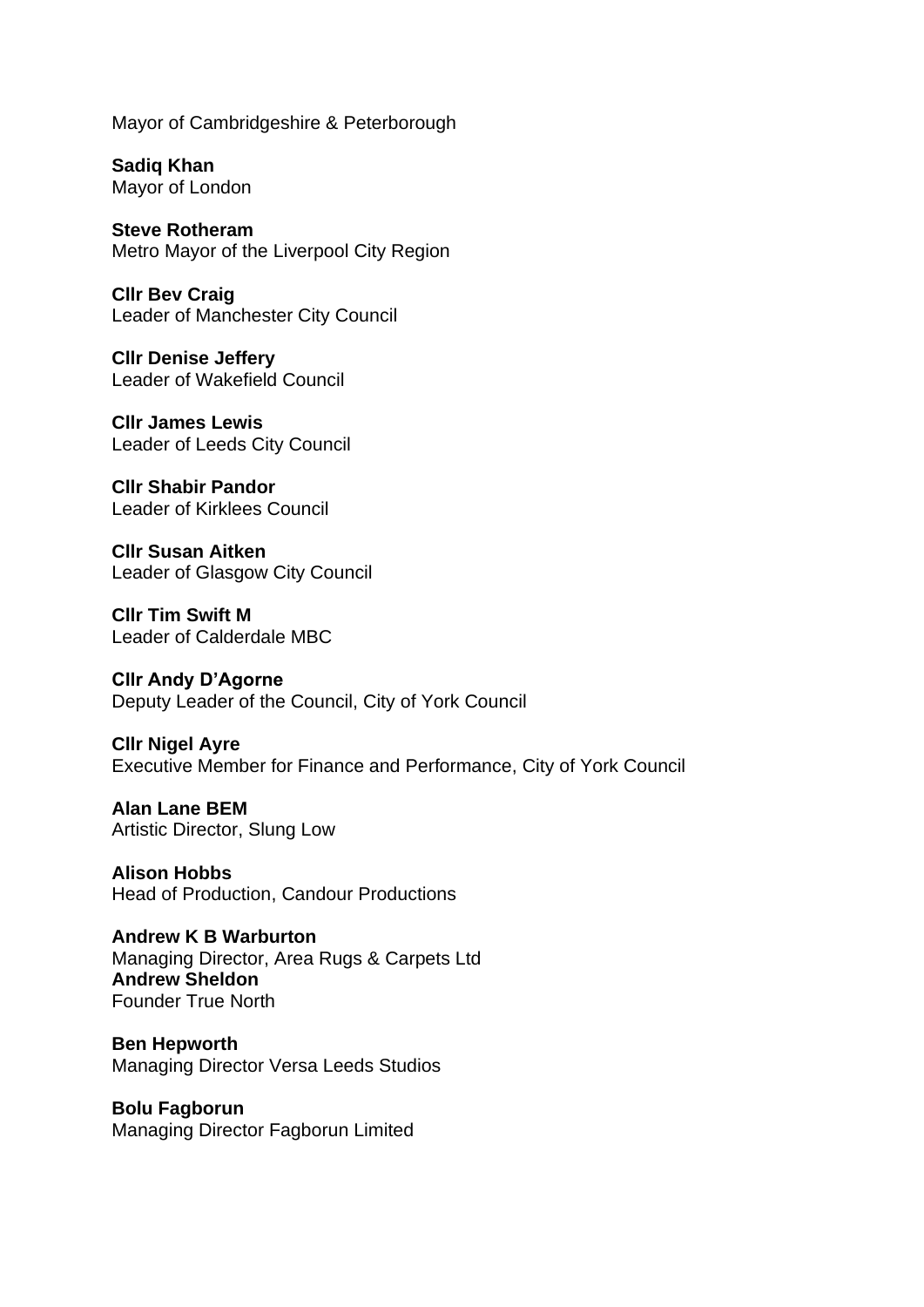Mayor of Cambridgeshire & Peterborough

**Sadiq Khan**
Mayor of London

**Steve Rotheram**
Metro Mayor of the Liverpool City Region

**Cllr Bev Craig**
Leader of Manchester City Council

**Cllr Denise Jeffery**
Leader of Wakefield Council

**Cllr James Lewis**
Leader of Leeds City Council

**Cllr Shabir Pandor**
Leader of Kirklees Council

**Cllr Susan Aitken**
Leader of Glasgow City Council

**Cllr Tim Swift M**
Leader of Calderdale MBC

**Cllr Andy D'Agorne**
Deputy Leader of the Council, City of York Council

**Cllr Nigel Ayre**
Executive Member for Finance and Performance, City of York Council

**Alan Lane BEM**
Artistic Director, Slung Low

**Alison Hobbs**
Head of Production, Candour Productions

**Andrew K B Warburton**
Managing Director, Area Rugs & Carpets Ltd
**Andrew Sheldon**
Founder True North

**Ben Hepworth**
Managing Director Versa Leeds Studios

**Bolu Fagborun**
Managing Director Fagborun Limited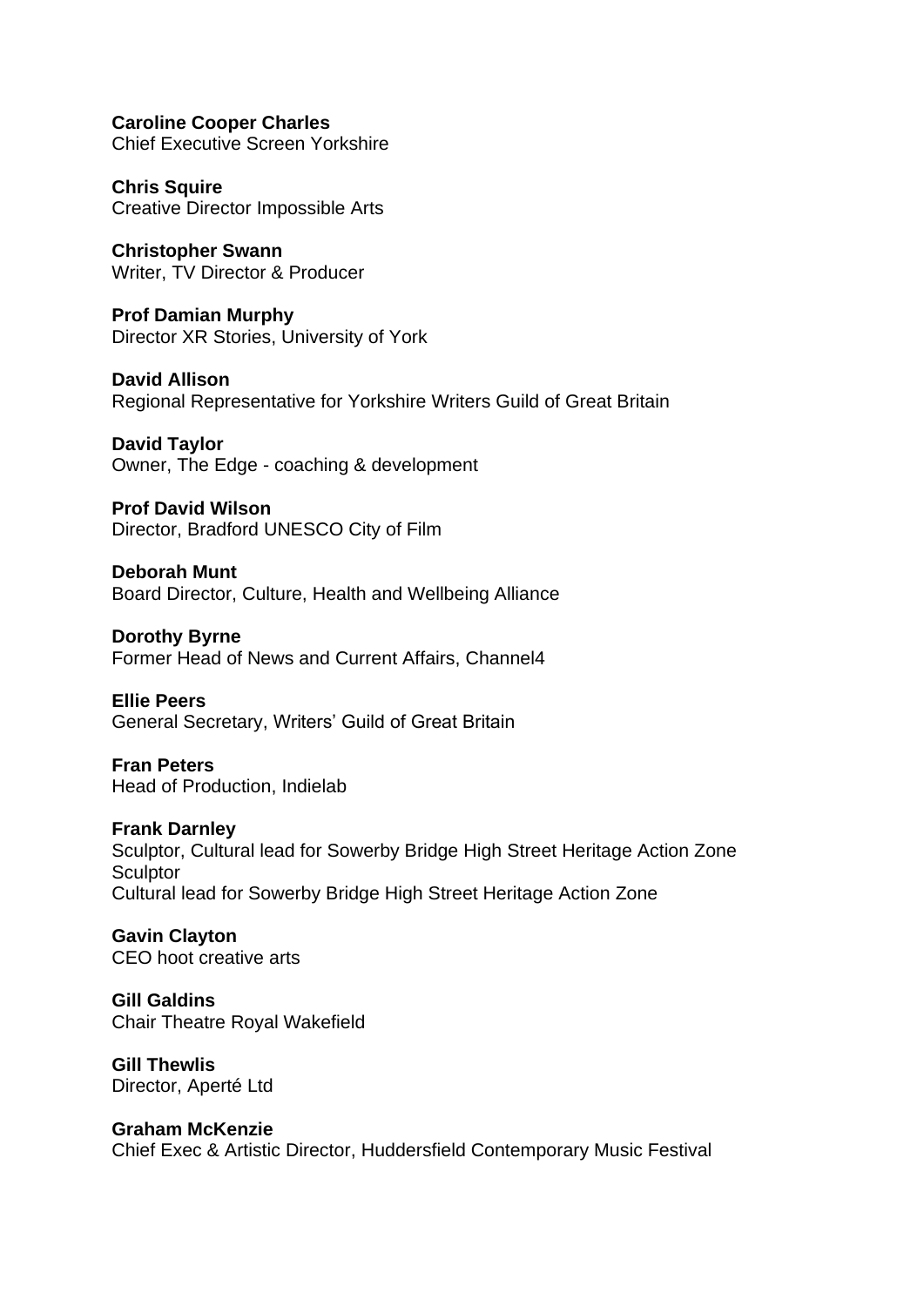**Caroline Cooper Charles**
Chief Executive Screen Yorkshire

**Chris Squire**
Creative Director Impossible Arts

**Christopher Swann**
Writer, TV Director & Producer

**Prof Damian Murphy**
Director XR Stories, University of York

**David Allison**
Regional Representative for Yorkshire Writers Guild of Great Britain

**David Taylor**
Owner, The Edge - coaching & development

**Prof David Wilson**
Director, Bradford UNESCO City of Film

**Deborah Munt**
Board Director, Culture, Health and Wellbeing Alliance

**Dorothy Byrne**
Former Head of News and Current Affairs, Channel4

**Ellie Peers**
General Secretary, Writers' Guild of Great Britain

**Fran Peters**
Head of Production, Indielab

**Frank Darnley**
Sculptor, Cultural lead for Sowerby Bridge High Street Heritage Action Zone
Sculptor
Cultural lead for Sowerby Bridge High Street Heritage Action Zone

**Gavin Clayton**
CEO hoot creative arts

**Gill Galdins**
Chair Theatre Royal Wakefield

**Gill Thewlis**
Director, Aperté Ltd

**Graham McKenzie**
Chief Exec & Artistic Director, Huddersfield Contemporary Music Festival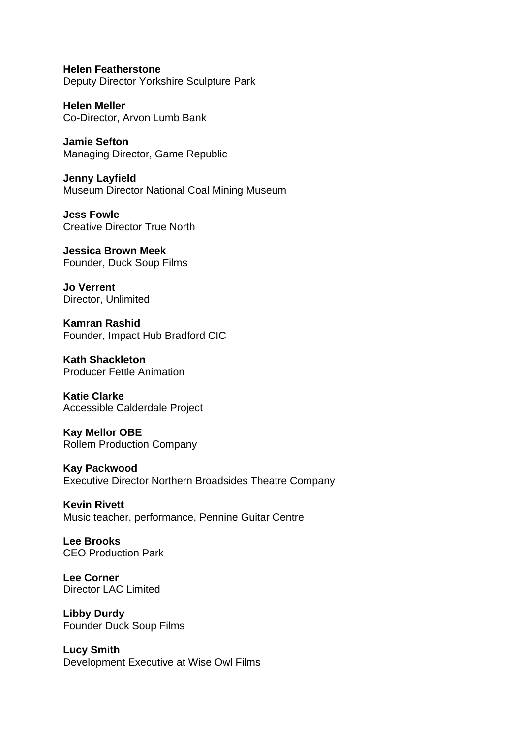**Helen Featherstone**
Deputy Director Yorkshire Sculpture Park

**Helen Meller**
Co-Director, Arvon Lumb Bank

**Jamie Sefton**
Managing Director, Game Republic

**Jenny Layfield**
Museum Director National Coal Mining Museum

**Jess Fowle**
Creative Director True North

**Jessica Brown Meek**
Founder, Duck Soup Films

**Jo Verrent**
Director, Unlimited

**Kamran Rashid**
Founder, Impact Hub Bradford CIC

**Kath Shackleton**
Producer Fettle Animation

**Katie Clarke**
Accessible Calderdale Project

**Kay Mellor OBE**
Rollem Production Company

**Kay Packwood**
Executive Director Northern Broadsides Theatre Company

**Kevin Rivett**
Music teacher, performance, Pennine Guitar Centre

**Lee Brooks**
CEO Production Park

**Lee Corner**
Director LAC Limited

**Libby Durdy**
Founder Duck Soup Films

**Lucy Smith**
Development Executive at Wise Owl Films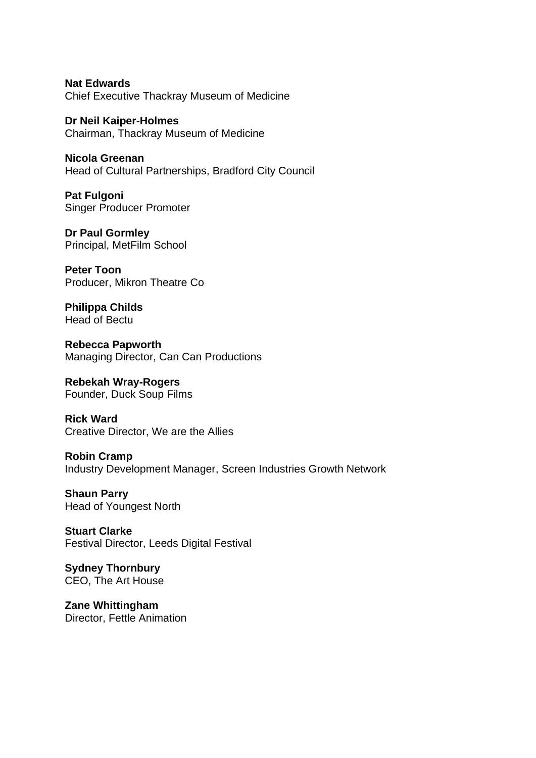**Nat Edwards**
Chief Executive Thackray Museum of Medicine

**Dr Neil Kaiper-Holmes**
Chairman, Thackray Museum of Medicine

**Nicola Greenan**
Head of Cultural Partnerships, Bradford City Council

**Pat Fulgoni**
Singer Producer Promoter

**Dr Paul Gormley**
Principal, MetFilm School

**Peter Toon**
Producer, Mikron Theatre Co

**Philippa Childs**
Head of Bectu

**Rebecca Papworth**
Managing Director, Can Can Productions

**Rebekah Wray-Rogers**
Founder, Duck Soup Films

**Rick Ward**
Creative Director, We are the Allies

**Robin Cramp**
Industry Development Manager, Screen Industries Growth Network

**Shaun Parry**
Head of Youngest North

**Stuart Clarke**
Festival Director, Leeds Digital Festival

**Sydney Thornbury**
CEO, The Art House

**Zane Whittingham**
Director, Fettle Animation